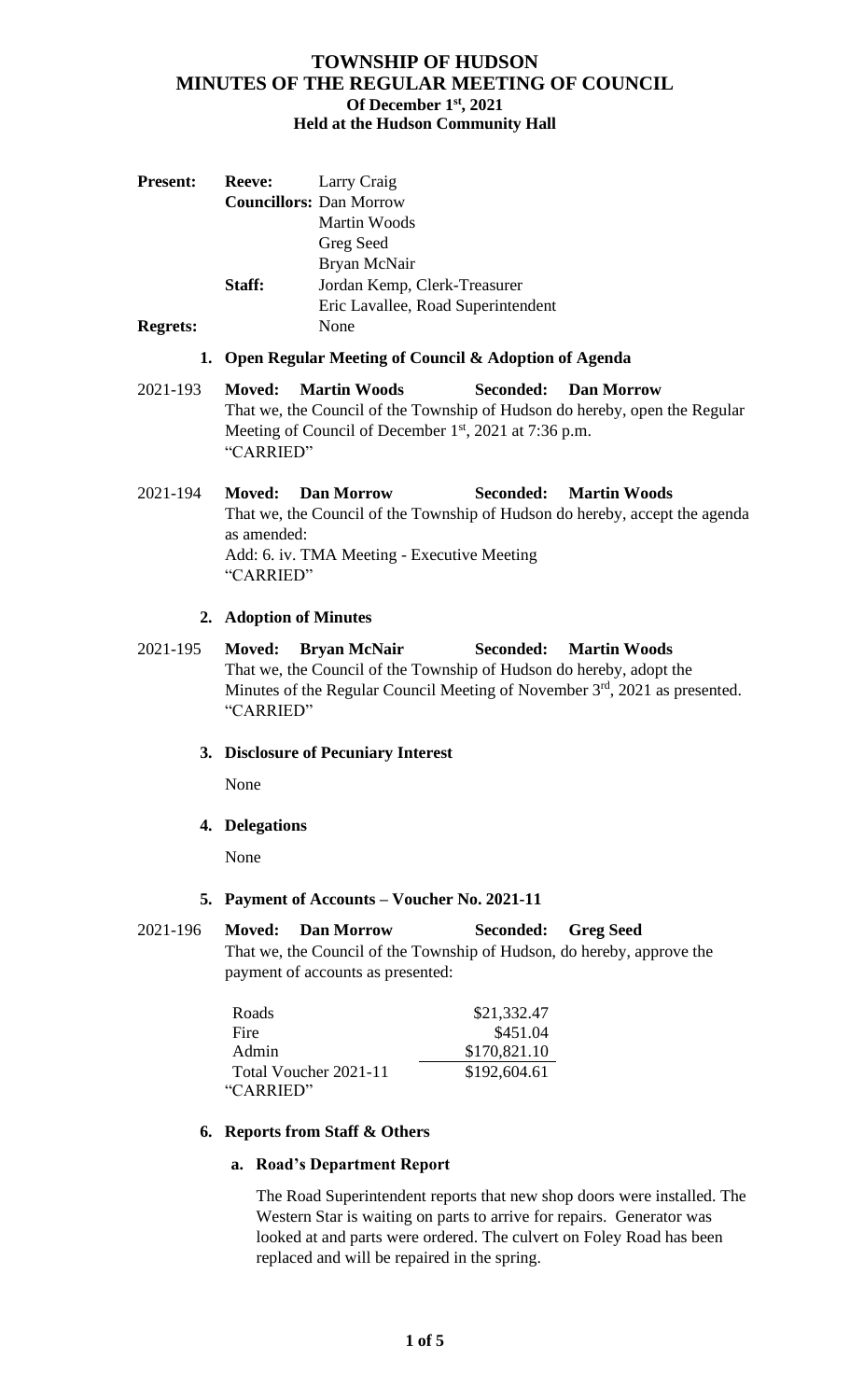# TOWNSHIP OF HUDSON
## MINUTES OF THE REGULAR MEETING OF COUNCIL
### Of December 1st, 2021
### Held at the Hudson Community Hall

| | | |
|---|---|---|
| **Present:** | **Reeve:** | Larry Craig |
| | **Councillors:** | Dan Morrow |
| | | Martin Woods |
| | | Greg Seed |
| | | Bryan McNair |
| | **Staff:** | Jordan Kemp, Clerk-Treasurer |
| | | Eric Lavallee, Road Superintendent |
| **Regrets:** | | None |

**1. Open Regular Meeting of Council & Adoption of Agenda**

2021-193 **Moved: Martin Woods Seconded: Dan Morrow**
That we, the Council of the Township of Hudson do hereby, open the Regular Meeting of Council of December 1st, 2021 at 7:36 p.m.
"CARRIED"

2021-194 **Moved: Dan Morrow Seconded: Martin Woods**
That we, the Council of the Township of Hudson do hereby, accept the agenda as amended:
Add: 6. iv. TMA Meeting - Executive Meeting
"CARRIED"

**2. Adoption of Minutes**

2021-195 **Moved: Bryan McNair Seconded: Martin Woods**
That we, the Council of the Township of Hudson do hereby, adopt the Minutes of the Regular Council Meeting of November 3rd, 2021 as presented.
"CARRIED"

**3. Disclosure of Pecuniary Interest**

None

**4. Delegations**

None

**5. Payment of Accounts – Voucher No. 2021-11**

2021-196 **Moved: Dan Morrow Seconded: Greg Seed**
That we, the Council of the Township of Hudson, do hereby, approve the payment of accounts as presented:

| | |
|---|---|
| Roads | $21,332.47 |
| Fire | $451.04 |
| Admin | $170,821.10 |
| Total Voucher 2021-11 | $192,604.61 |

"CARRIED"

**6. Reports from Staff & Others**

**a. Road's Department Report**

The Road Superintendent reports that new shop doors were installed. The Western Star is waiting on parts to arrive for repairs. Generator was looked at and parts were ordered. The culvert on Foley Road has been replaced and will be repaired in the spring.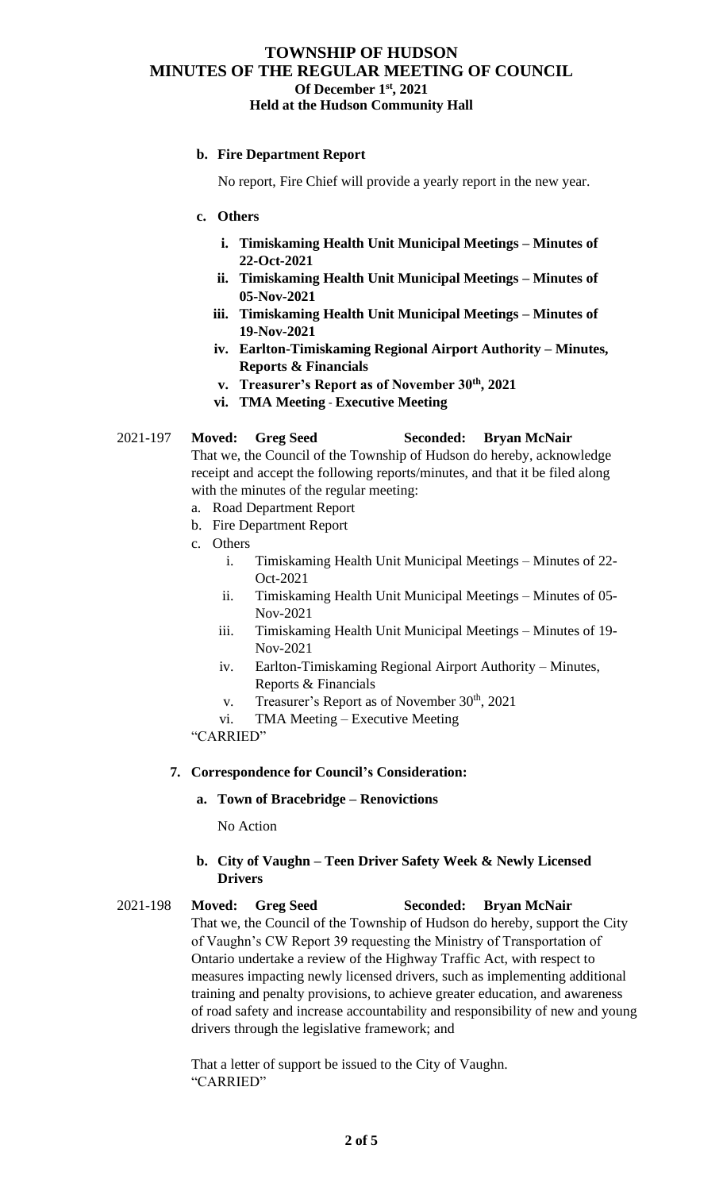**b. Fire Department Report**

No report, Fire Chief will provide a yearly report in the new year.

**c. Others**

i. **Timiskaming Health Unit Municipal Meetings – Minutes of 22-Oct-2021**
ii. **Timiskaming Health Unit Municipal Meetings – Minutes of 05-Nov-2021**
iii. **Timiskaming Health Unit Municipal Meetings – Minutes of 19-Nov-2021**
iv. **Earlton-Timiskaming Regional Airport Authority – Minutes, Reports & Financials**
v. **Treasurer's Report as of November 30th, 2021**
vi. **TMA Meeting - Executive Meeting**

2021-197 **Moved: Greg Seed** **Seconded: Bryan McNair**

That we, the Council of the Township of Hudson do hereby, acknowledge receipt and accept the following reports/minutes, and that it be filed along with the minutes of the regular meeting:

a. Road Department Report
b. Fire Department Report
c. Others
   i. Timiskaming Health Unit Municipal Meetings – Minutes of 22-Oct-2021
   ii. Timiskaming Health Unit Municipal Meetings – Minutes of 05-Nov-2021
   iii. Timiskaming Health Unit Municipal Meetings – Minutes of 19-Nov-2021
   iv. Earlton-Timiskaming Regional Airport Authority – Minutes, Reports & Financials
   v. Treasurer's Report as of November 30th, 2021
   vi. TMA Meeting – Executive Meeting

"CARRIED"

**7. Correspondence for Council's Consideration:**

**a. Town of Bracebridge – Renovictions**

No Action

**b. City of Vaughn – Teen Driver Safety Week & Newly Licensed Drivers**

2021-198 **Moved: Greg Seed** **Seconded: Bryan McNair**

That we, the Council of the Township of Hudson do hereby, support the City of Vaughn's CW Report 39 requesting the Ministry of Transportation of Ontario undertake a review of the Highway Traffic Act, with respect to measures impacting newly licensed drivers, such as implementing additional training and penalty provisions, to achieve greater education, and awareness of road safety and increase accountability and responsibility of new and young drivers through the legislative framework; and

That a letter of support be issued to the City of Vaughn.
"CARRIED"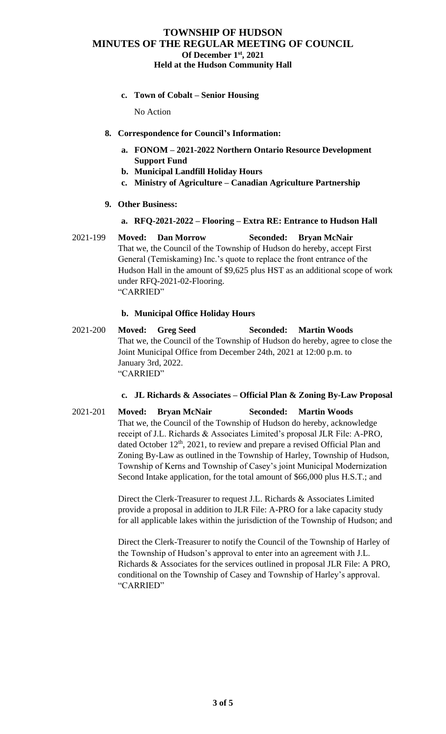**c. Town of Cobalt – Senior Housing**

No Action

**8. Correspondence for Council's Information:**

**a. FONOM – 2021-2022 Northern Ontario Resource Development Support Fund**

**b. Municipal Landfill Holiday Hours**

**c. Ministry of Agriculture – Canadian Agriculture Partnership**

**9. Other Business:**

**a. RFQ-2021-2022 – Flooring – Extra RE: Entrance to Hudson Hall**

2021-199 **Moved: Dan Morrow Seconded: Bryan McNair**

That we, the Council of the Township of Hudson do hereby, accept First General (Temiskaming) Inc.'s quote to replace the front entrance of the Hudson Hall in the amount of $9,625 plus HST as an additional scope of work under RFQ-2021-02-Flooring.

"CARRIED"

**b. Municipal Office Holiday Hours**

2021-200 **Moved: Greg Seed Seconded: Martin Woods**

That we, the Council of the Township of Hudson do hereby, agree to close the Joint Municipal Office from December 24th, 2021 at 12:00 p.m. to January 3rd, 2022.

"CARRIED"

**c. JL Richards & Associates – Official Plan & Zoning By-Law Proposal**

2021-201 **Moved: Bryan McNair Seconded: Martin Woods**

That we, the Council of the Township of Hudson do hereby, acknowledge receipt of J.L. Richards & Associates Limited's proposal JLR File: A-PRO, dated October 12th, 2021, to review and prepare a revised Official Plan and Zoning By-Law as outlined in the Township of Harley, Township of Hudson, Township of Kerns and Township of Casey's joint Municipal Modernization Second Intake application, for the total amount of $66,000 plus H.S.T.; and

Direct the Clerk-Treasurer to request J.L. Richards & Associates Limited provide a proposal in addition to JLR File: A-PRO for a lake capacity study for all applicable lakes within the jurisdiction of the Township of Hudson; and

Direct the Clerk-Treasurer to notify the Council of the Township of Harley of the Township of Hudson's approval to enter into an agreement with J.L. Richards & Associates for the services outlined in proposal JLR File: A PRO, conditional on the Township of Casey and Township of Harley's approval.

"CARRIED"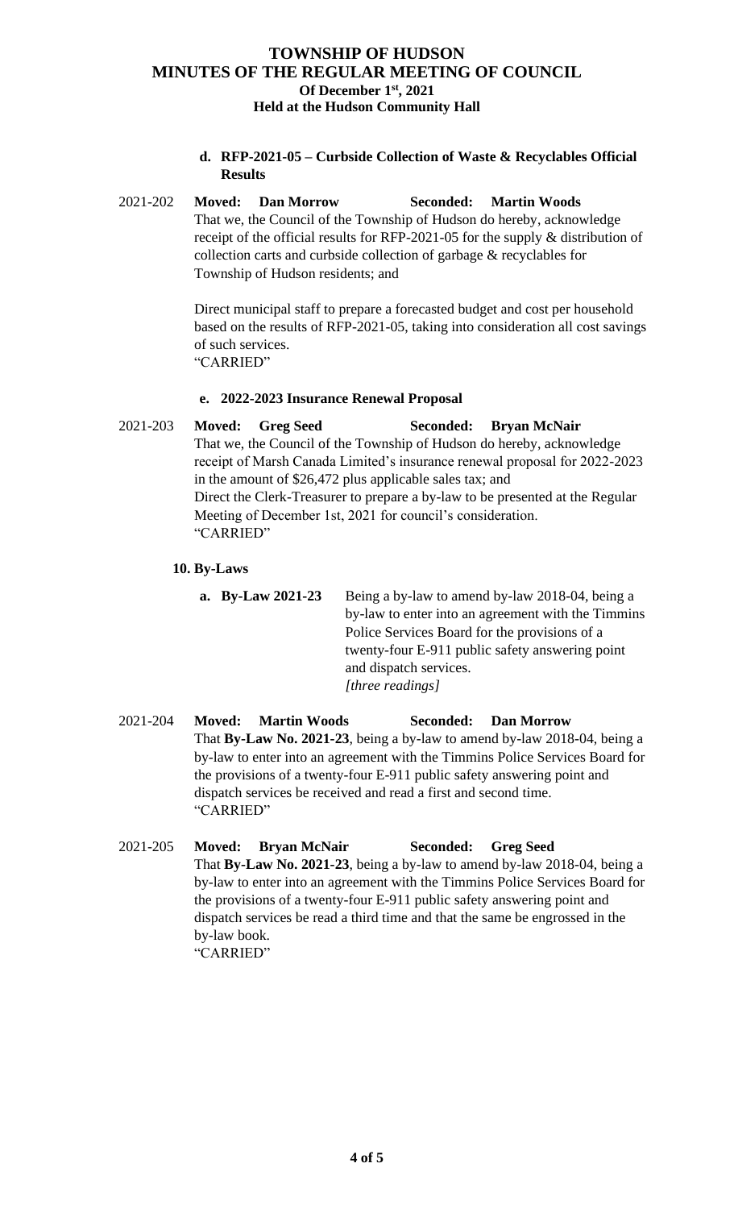**d. RFP-2021-05 – Curbside Collection of Waste & Recyclables Official Results**

2021-202 **Moved: Dan Morrow** **Seconded: Martin Woods**

That we, the Council of the Township of Hudson do hereby, acknowledge receipt of the official results for RFP-2021-05 for the supply & distribution of collection carts and curbside collection of garbage & recyclables for Township of Hudson residents; and

Direct municipal staff to prepare a forecasted budget and cost per household based on the results of RFP-2021-05, taking into consideration all cost savings of such services.

"CARRIED"

**e. 2022-2023 Insurance Renewal Proposal**

2021-203 **Moved: Greg Seed** **Seconded: Bryan McNair**

That we, the Council of the Township of Hudson do hereby, acknowledge receipt of Marsh Canada Limited's insurance renewal proposal for 2022-2023 in the amount of $26,472 plus applicable sales tax; and

Direct the Clerk-Treasurer to prepare a by-law to be presented at the Regular Meeting of December 1st, 2021 for council's consideration.

"CARRIED"

**10. By-Laws**

**a. By-Law 2021-23** Being a by-law to amend by-law 2018-04, being a by-law to enter into an agreement with the Timmins Police Services Board for the provisions of a twenty-four E-911 public safety answering point and dispatch services.
*[three readings]*

2021-204 **Moved: Martin Woods** **Seconded: Dan Morrow**

That **By-Law No. 2021-23**, being a by-law to amend by-law 2018-04, being a by-law to enter into an agreement with the Timmins Police Services Board for the provisions of a twenty-four E-911 public safety answering point and dispatch services be received and read a first and second time.

"CARRIED"

2021-205 **Moved: Bryan McNair** **Seconded: Greg Seed**

That **By-Law No. 2021-23**, being a by-law to amend by-law 2018-04, being a by-law to enter into an agreement with the Timmins Police Services Board for the provisions of a twenty-four E-911 public safety answering point and dispatch services be read a third time and that the same be engrossed in the by-law book.

"CARRIED"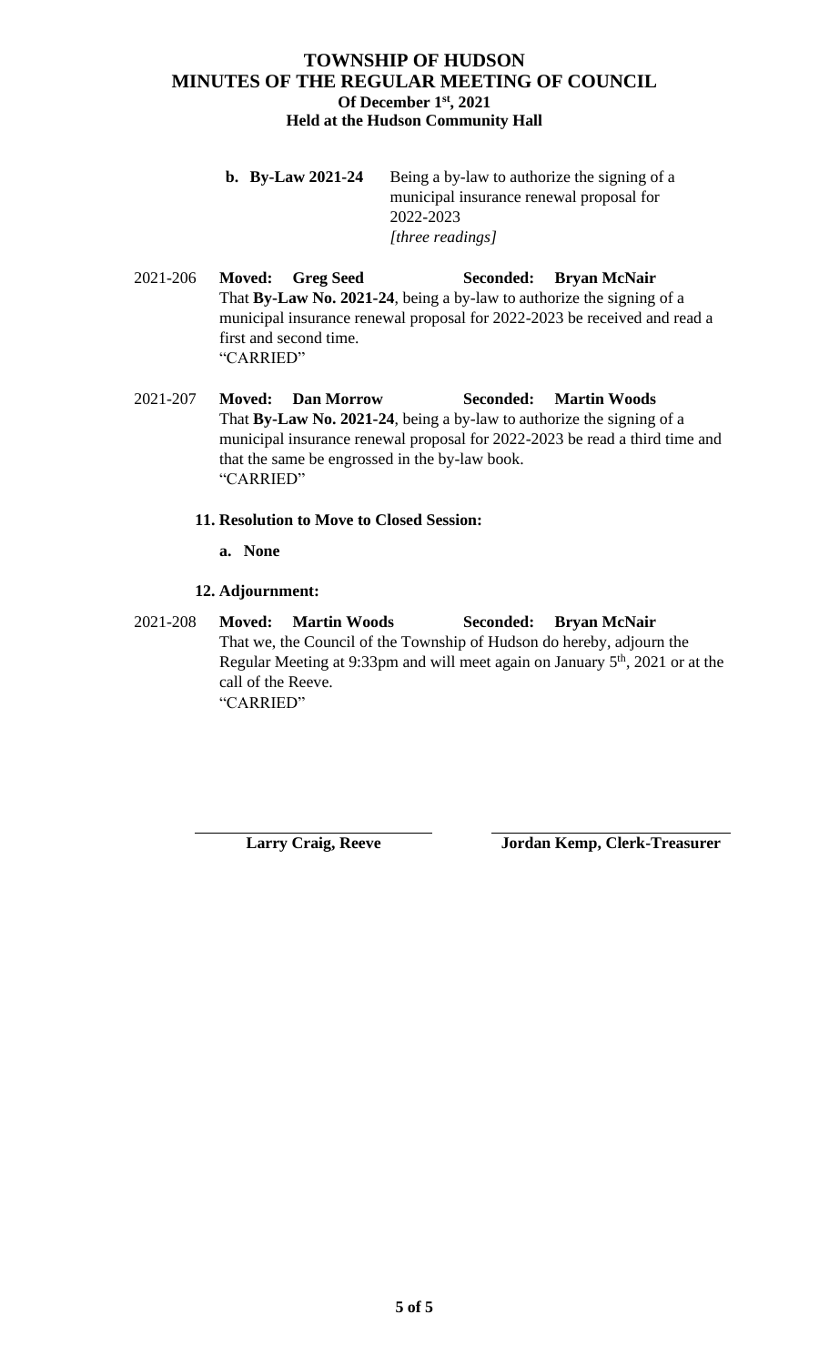**TOWNSHIP OF HUDSON**
**MINUTES OF THE REGULAR MEETING OF COUNCIL**
**Of December 1st, 2021**
**Held at the Hudson Community Hall**

**b. By-Law 2021-24** Being a by-law to authorize the signing of a municipal insurance renewal proposal for 2022-2023
*[three readings]*

2021-206 **Moved: Greg Seed** **Seconded: Bryan McNair**
That **By-Law No. 2021-24**, being a by-law to authorize the signing of a municipal insurance renewal proposal for 2022-2023 be received and read a first and second time.
"CARRIED"

2021-207 **Moved: Dan Morrow** **Seconded: Martin Woods**
That **By-Law No. 2021-24**, being a by-law to authorize the signing of a municipal insurance renewal proposal for 2022-2023 be read a third time and that the same be engrossed in the by-law book.
"CARRIED"

**11. Resolution to Move to Closed Session:**

**a. None**

**12. Adjournment:**

2021-208 **Moved: Martin Woods** **Seconded: Bryan McNair**
That we, the Council of the Township of Hudson do hereby, adjourn the Regular Meeting at 9:33pm and will meet again on January 5th, 2021 or at the call of the Reeve.
"CARRIED"

**Larry Craig, Reeve** **Jordan Kemp, Clerk-Treasurer**